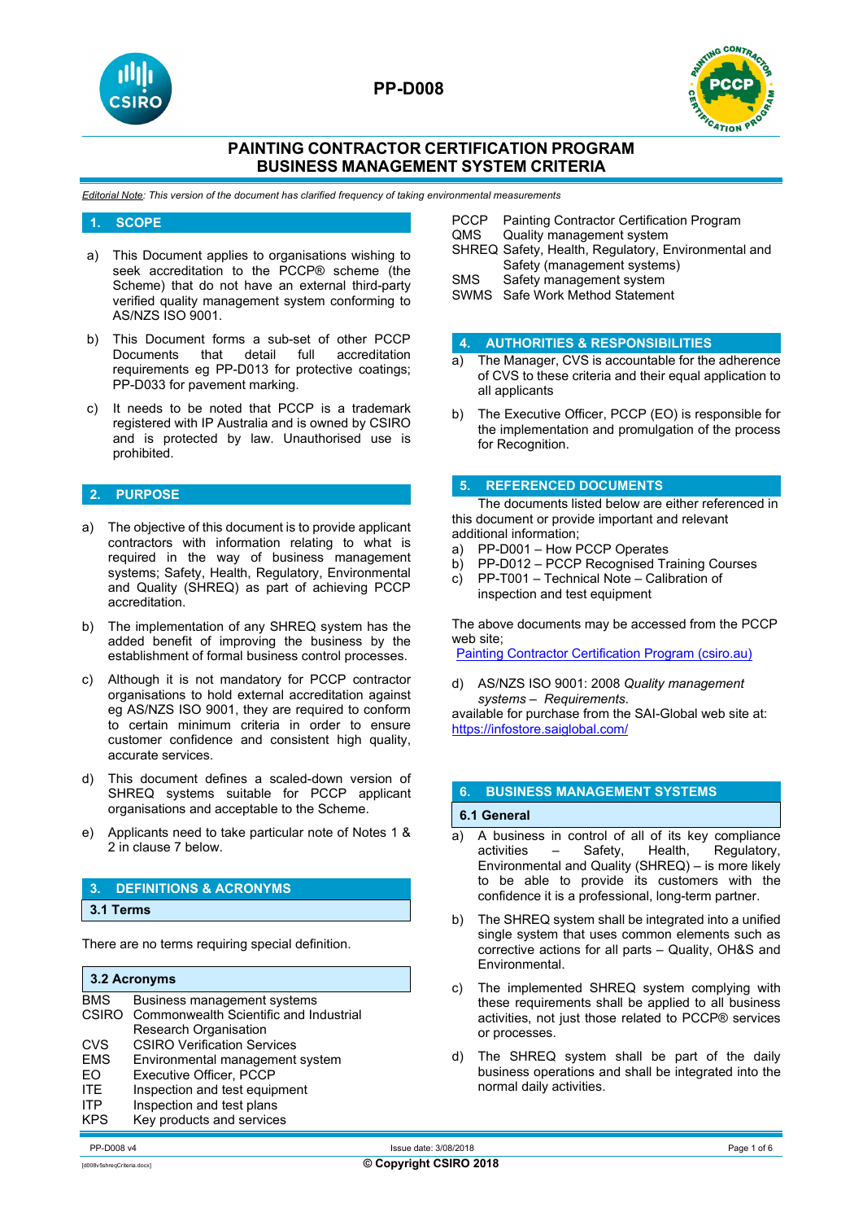# PP-D008

## PAINTING CONTRACTOR CERTIFICATION PROGRAM
## BUSINESS MANAGEMENT SYSTEM CRITERIA

*Editorial Note: This version of the document has clarified frequency of taking environmental measurements*

## 1. SCOPE

a) This Document applies to organisations wishing to seek accreditation to the PCCP® scheme (the Scheme) that do not have an external third-party verified quality management system conforming to AS/NZS ISO 9001.

b) This Document forms a sub-set of other PCCP Documents that detail full accreditation requirements eg PP-D013 for protective coatings; PP-D033 for pavement marking.

c) It needs to be noted that PCCP is a trademark registered with IP Australia and is owned by CSIRO and is protected by law. Unauthorised use is prohibited.

## 2. PURPOSE

a) The objective of this document is to provide applicant contractors with information relating to what is required in the way of business management systems; Safety, Health, Regulatory, Environmental and Quality (SHREQ) as part of achieving PCCP accreditation.

b) The implementation of any SHREQ system has the added benefit of improving the business by the establishment of formal business control processes.

c) Although it is not mandatory for PCCP contractor organisations to hold external accreditation against eg AS/NZS ISO 9001, they are required to conform to certain minimum criteria in order to ensure customer confidence and consistent high quality, accurate services.

d) This document defines a scaled-down version of SHREQ systems suitable for PCCP applicant organisations and acceptable to the Scheme.

e) Applicants need to take particular note of Notes 1 & 2 in clause 7 below.

## 3. DEFINITIONS & ACRONYMS

### 3.1 Terms

There are no terms requiring special definition.

### 3.2 Acronyms

| | |
|---|---|
| BMS | Business management systems |
| CSIRO | Commonwealth Scientific and Industrial Research Organisation |
| CVS | CSIRO Verification Services |
| EMS | Environmental management system |
| EO | Executive Officer, PCCP |
| ITE | Inspection and test equipment |
| ITP | Inspection and test plans |
| KPS | Key products and services |
| PCCP | Painting Contractor Certification Program |
| QMS | Quality management system |
| SHREQ | Safety, Health, Regulatory, Environmental and Safety (management systems) |
| SMS | Safety management system |
| SWMS | Safe Work Method Statement |

## 4. AUTHORITIES & RESPONSIBILITIES

a) The Manager, CVS is accountable for the adherence of CVS to these criteria and their equal application to all applicants

b) The Executive Officer, PCCP (EO) is responsible for the implementation and promulgation of the process for Recognition.

## 5. REFERENCED DOCUMENTS

The documents listed below are either referenced in this document or provide important and relevant additional information;

a) PP-D001 – How PCCP Operates
b) PP-D012 – PCCP Recognised Training Courses
c) PP-T001 – Technical Note – Calibration of inspection and test equipment

The above documents may be accessed from the PCCP web site;
[Painting Contractor Certification Program (csiro.au)](Painting Contractor Certification Program (csiro.au))

d) AS/NZS ISO 9001: 2008 *Quality management systems – Requirements*.
available for purchase from the SAI-Global web site at: https://infostore.saiglobal.com/

## 6. BUSINESS MANAGEMENT SYSTEMS

### 6.1 General

a) A business in control of all of its key compliance activities – Safety, Health, Regulatory, Environmental and Quality (SHREQ) – is more likely to be able to provide its customers with the confidence it is a professional, long-term partner.

b) The SHREQ system shall be integrated into a unified single system that uses common elements such as corrective actions for all parts – Quality, OH&S and Environmental.

c) The implemented SHREQ system complying with these requirements shall be applied to all business activities, not just those related to PCCP® services or processes.

d) The SHREQ system shall be part of the daily business operations and shall be integrated into the normal daily activities.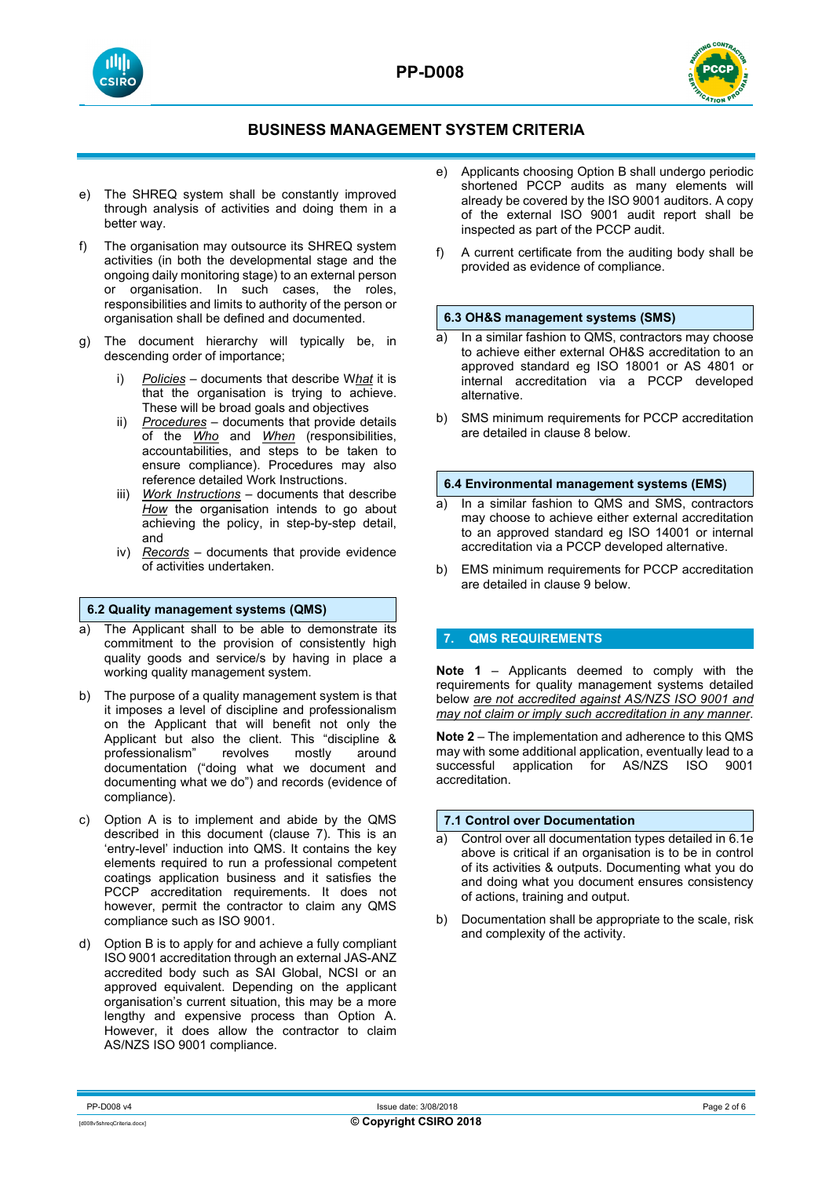e) The SHREQ system shall be constantly improved through analysis of activities and doing them in a better way.

f) The organisation may outsource its SHREQ system activities (in both the developmental stage and the ongoing daily monitoring stage) to an external person or organisation. In such cases, the roles, responsibilities and limits to authority of the person or organisation shall be defined and documented.

g) The document hierarchy will typically be, in descending order of importance;

   i) *Policies* – documents that describe W*hat* it is that the organisation is trying to achieve. These will be broad goals and objectives
   ii) *Procedures* – documents that provide details of the *Who* and *When* (responsibilities, accountabilities, and steps to be taken to ensure compliance). Procedures may also reference detailed Work Instructions.
   iii) *Work Instructions* – documents that describe *How* the organisation intends to go about achieving the policy, in step-by-step detail, and
   iv) *Records* – documents that provide evidence of activities undertaken.

### 6.2 Quality management systems (QMS)

a) The Applicant shall to be able to demonstrate its commitment to the provision of consistently high quality goods and service/s by having in place a working quality management system.

b) The purpose of a quality management system is that it imposes a level of discipline and professionalism on the Applicant that will benefit not only the Applicant but also the client. This "discipline & professionalism" revolves mostly around documentation ("doing what we document and documenting what we do") and records (evidence of compliance).

c) Option A is to implement and abide by the QMS described in this document (clause 7). This is an 'entry-level' induction into QMS. It contains the key elements required to run a professional competent coatings application business and it satisfies the PCCP accreditation requirements. It does not however, permit the contractor to claim any QMS compliance such as ISO 9001.

d) Option B is to apply for and achieve a fully compliant ISO 9001 accreditation through an external JAS-ANZ accredited body such as SAI Global, NCSI or an approved equivalent. Depending on the applicant organisation's current situation, this may be a more lengthy and expensive process than Option A. However, it does allow the contractor to claim AS/NZS ISO 9001 compliance.

e) Applicants choosing Option B shall undergo periodic shortened PCCP audits as many elements will already be covered by the ISO 9001 auditors. A copy of the external ISO 9001 audit report shall be inspected as part of the PCCP audit.

f) A current certificate from the auditing body shall be provided as evidence of compliance.

### 6.3 OH&S management systems (SMS)

a) In a similar fashion to QMS, contractors may choose to achieve either external OH&S accreditation to an approved standard eg ISO 18001 or AS 4801 or internal accreditation via a PCCP developed alternative.

b) SMS minimum requirements for PCCP accreditation are detailed in clause 8 below.

### 6.4 Environmental management systems (EMS)

a) In a similar fashion to QMS and SMS, contractors may choose to achieve either external accreditation to an approved standard eg ISO 14001 or internal accreditation via a PCCP developed alternative.

b) EMS minimum requirements for PCCP accreditation are detailed in clause 9 below.

## 7. QMS REQUIREMENTS

**Note 1** – Applicants deemed to comply with the requirements for quality management systems detailed below *<u>are not accredited against AS/NZS ISO 9001 and may not claim or imply such accreditation in any manner</u>*.

**Note 2** – The implementation and adherence to this QMS may with some additional application, eventually lead to a successful application for AS/NZS ISO 9001 accreditation.

### 7.1 Control over Documentation

a) Control over all documentation types detailed in 6.1e above is critical if an organisation is to be in control of its activities & outputs. Documenting what you do and doing what you document ensures consistency of actions, training and output.

b) Documentation shall be appropriate to the scale, risk and complexity of the activity.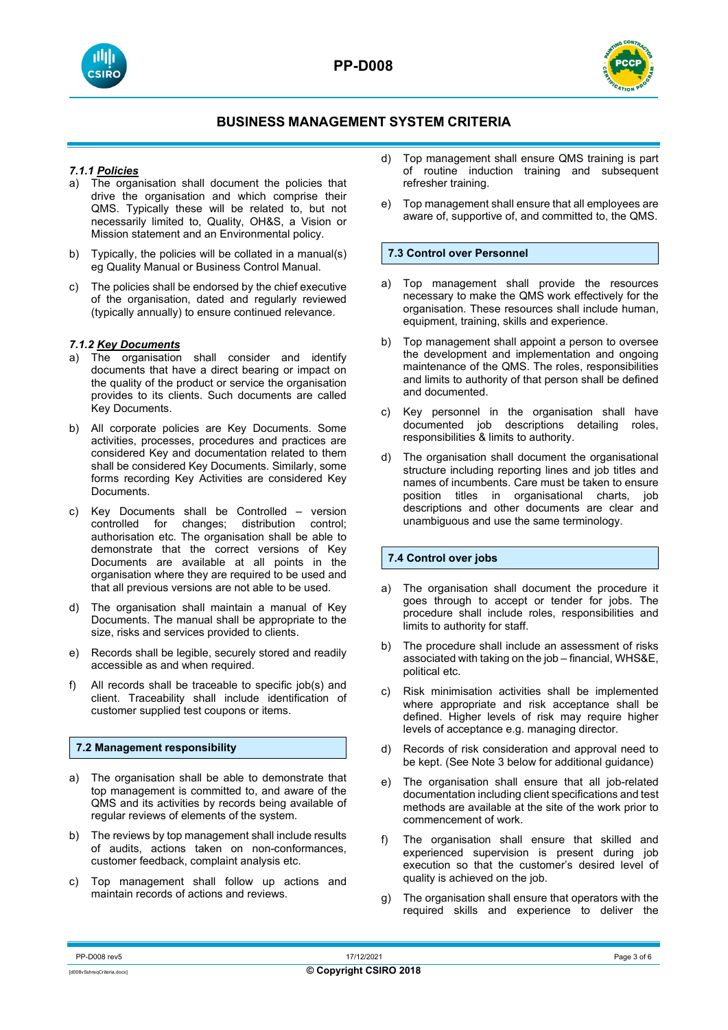#### *7.1.1 **Policies***

a) The organisation shall document the policies that drive the organisation and which comprise their QMS. Typically these will be related to, but not necessarily limited to, Quality, OH&S, a Vision or Mission statement and an Environmental policy.

b) Typically, the policies will be collated in a manual(s) eg Quality Manual or Business Control Manual.

c) The policies shall be endorsed by the chief executive of the organisation, dated and regularly reviewed (typically annually) to ensure continued relevance.

#### *7.1.2 **Key Documents***

a) The organisation shall consider and identify documents that have a direct bearing or impact on the quality of the product or service the organisation provides to its clients. Such documents are called Key Documents.

b) All corporate policies are Key Documents. Some activities, processes, procedures and practices are considered Key and documentation related to them shall be considered Key Documents. Similarly, some forms recording Key Activities are considered Key Documents.

c) Key Documents shall be Controlled – version controlled for changes; distribution control; authorisation etc. The organisation shall be able to demonstrate that the correct versions of Key Documents are available at all points in the organisation where they are required to be used and that all previous versions are not able to be used.

d) The organisation shall maintain a manual of Key Documents. The manual shall be appropriate to the size, risks and services provided to clients.

e) Records shall be legible, securely stored and readily accessible as and when required.

f) All records shall be traceable to specific job(s) and client. Traceability shall include identification of customer supplied test coupons or items.

### 7.2 Management responsibility

a) The organisation shall be able to demonstrate that top management is committed to, and aware of the QMS and its activities by records being available of regular reviews of elements of the system.

b) The reviews by top management shall include results of audits, actions taken on non-conformances, customer feedback, complaint analysis etc.

c) Top management shall follow up actions and maintain records of actions and reviews.

d) Top management shall ensure QMS training is part of routine induction training and subsequent refresher training.

e) Top management shall ensure that all employees are aware of, supportive of, and committed to, the QMS.

### 7.3 Control over Personnel

a) Top management shall provide the resources necessary to make the QMS work effectively for the organisation. These resources shall include human, equipment, training, skills and experience.

b) Top management shall appoint a person to oversee the development and implementation and ongoing maintenance of the QMS. The roles, responsibilities and limits to authority of that person shall be defined and documented.

c) Key personnel in the organisation shall have documented job descriptions detailing roles, responsibilities & limits to authority.

d) The organisation shall document the organisational structure including reporting lines and job titles and names of incumbents. Care must be taken to ensure position titles in organisational charts, job descriptions and other documents are clear and unambiguous and use the same terminology.

### 7.4 Control over jobs

a) The organisation shall document the procedure it goes through to accept or tender for jobs. The procedure shall include roles, responsibilities and limits to authority for staff.

b) The procedure shall include an assessment of risks associated with taking on the job – financial, WHS&E, political etc.

c) Risk minimisation activities shall be implemented where appropriate and risk acceptance shall be defined. Higher levels of risk may require higher levels of acceptance e.g. managing director.

d) Records of risk consideration and approval need to be kept. (See Note 3 below for additional guidance)

e) The organisation shall ensure that all job-related documentation including client specifications and test methods are available at the site of the work prior to commencement of work.

f) The organisation shall ensure that skilled and experienced supervision is present during job execution so that the customer's desired level of quality is achieved on the job.

g) The organisation shall ensure that operators with the required skills and experience to deliver the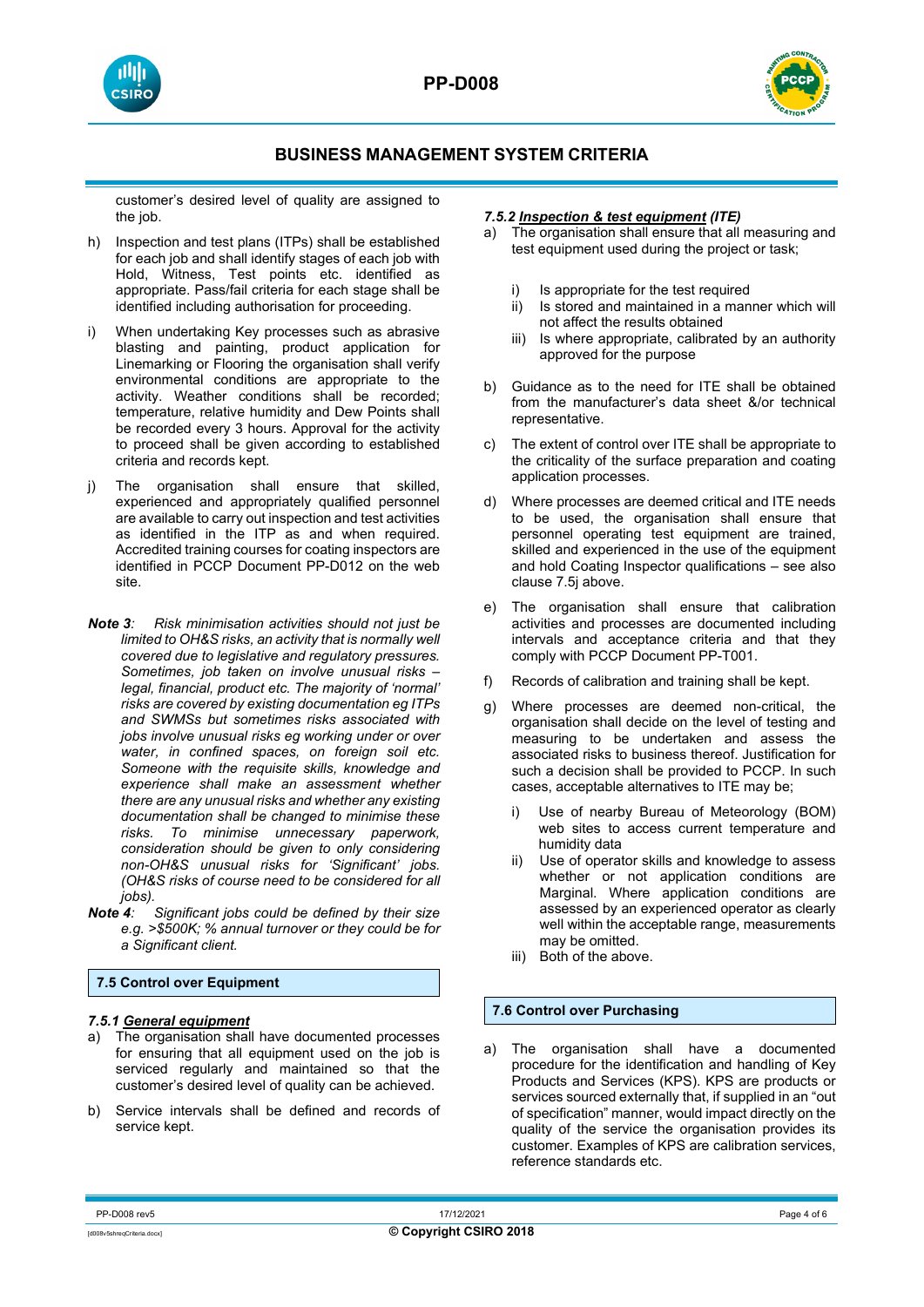customer's desired level of quality are assigned to the job.

h) Inspection and test plans (ITPs) shall be established for each job and shall identify stages of each job with Hold, Witness, Test points etc. identified as appropriate. Pass/fail criteria for each stage shall be identified including authorisation for proceeding.

i) When undertaking Key processes such as abrasive blasting and painting, product application for Linemarking or Flooring the organisation shall verify environmental conditions are appropriate to the activity. Weather conditions shall be recorded; temperature, relative humidity and Dew Points shall be recorded every 3 hours. Approval for the activity to proceed shall be given according to established criteria and records kept.

j) The organisation shall ensure that skilled, experienced and appropriately qualified personnel are available to carry out inspection and test activities as identified in the ITP as and when required. Accredited training courses for coating inspectors are identified in PCCP Document PP-D012 on the web site.

***Note 3**: Risk minimisation activities should not just be limited to OH&S risks, an activity that is normally well covered due to legislative and regulatory pressures. Sometimes, job taken on involve unusual risks – legal, financial, product etc. The majority of 'normal' risks are covered by existing documentation eg ITPs and SWMSs but sometimes risks associated with jobs involve unusual risks eg working under or over water, in confined spaces, on foreign soil etc. Someone with the requisite skills, knowledge and experience shall make an assessment whether there are any unusual risks and whether any existing documentation shall be changed to minimise these risks. To minimise unnecessary paperwork, consideration should be given to only considering non-OH&S unusual risks for 'Significant' jobs. (OH&S risks of course need to be considered for all jobs).*

***Note 4**: Significant jobs could be defined by their size e.g. >$500K; % annual turnover or they could be for a Significant client.*

## 7.5 Control over Equipment

### *7.5.1 General equipment*

a) The organisation shall have documented processes for ensuring that all equipment used on the job is serviced regularly and maintained so that the customer's desired level of quality can be achieved.

b) Service intervals shall be defined and records of service kept.

### *7.5.2 Inspection & test equipment (ITE)*

a) The organisation shall ensure that all measuring and test equipment used during the project or task;

   i) Is appropriate for the test required
   ii) Is stored and maintained in a manner which will not affect the results obtained
   iii) Is where appropriate, calibrated by an authority approved for the purpose

b) Guidance as to the need for ITE shall be obtained from the manufacturer's data sheet &/or technical representative.

c) The extent of control over ITE shall be appropriate to the criticality of the surface preparation and coating application processes.

d) Where processes are deemed critical and ITE needs to be used, the organisation shall ensure that personnel operating test equipment are trained, skilled and experienced in the use of the equipment and hold Coating Inspector qualifications – see also clause 7.5j above.

e) The organisation shall ensure that calibration activities and processes are documented including intervals and acceptance criteria and that they comply with PCCP Document PP-T001.

f) Records of calibration and training shall be kept.

g) Where processes are deemed non-critical, the organisation shall decide on the level of testing and measuring to be undertaken and assess the associated risks to business thereof. Justification for such a decision shall be provided to PCCP. In such cases, acceptable alternatives to ITE may be;

   i) Use of nearby Bureau of Meteorology (BOM) web sites to access current temperature and humidity data
   ii) Use of operator skills and knowledge to assess whether or not application conditions are Marginal. Where application conditions are assessed by an experienced operator as clearly well within the acceptable range, measurements may be omitted.
   iii) Both of the above.

## 7.6 Control over Purchasing

a) The organisation shall have a documented procedure for the identification and handling of Key Products and Services (KPS). KPS are products or services sourced externally that, if supplied in an "out of specification" manner, would impact directly on the quality of the service the organisation provides its customer. Examples of KPS are calibration services, reference standards etc.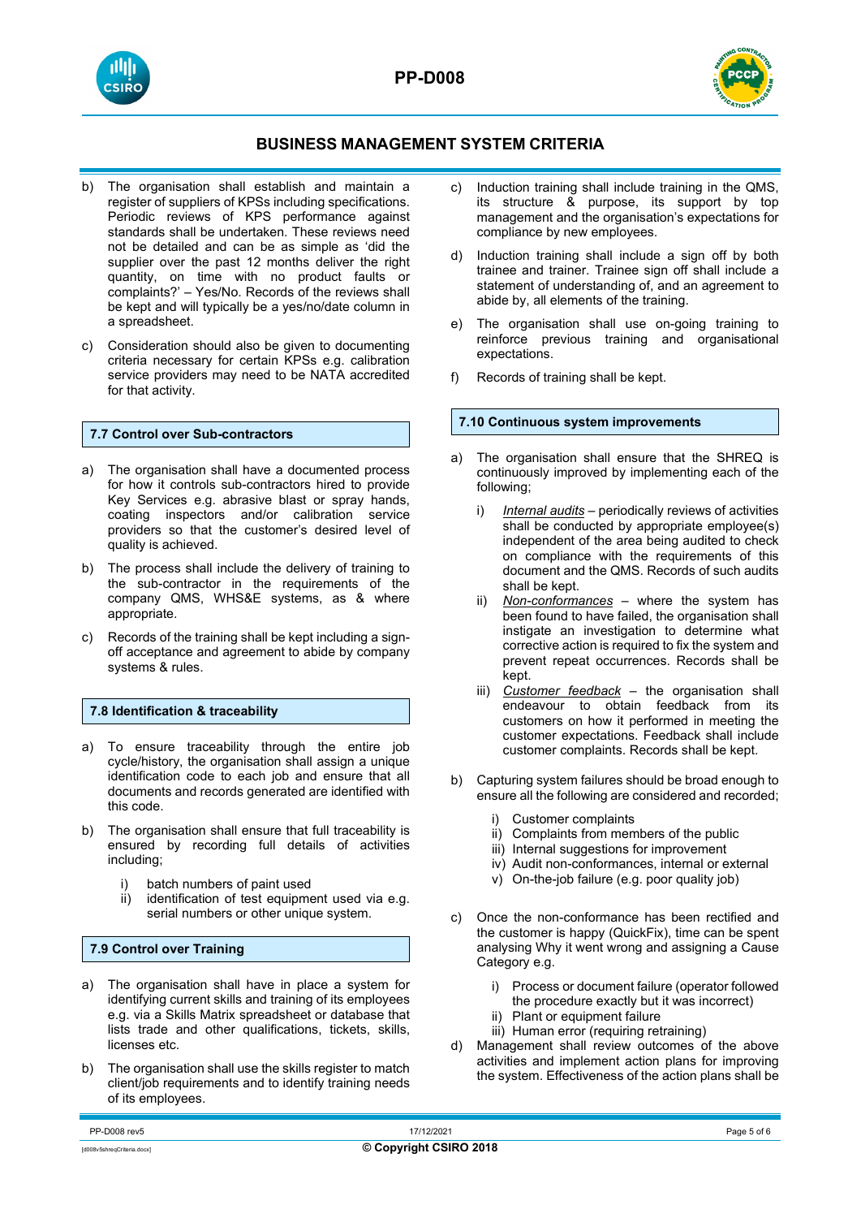b) The organisation shall establish and maintain a register of suppliers of KPSs including specifications. Periodic reviews of KPS performance against standards shall be undertaken. These reviews need not be detailed and can be as simple as 'did the supplier over the past 12 months deliver the right quantity, on time with no product faults or complaints?' – Yes/No. Records of the reviews shall be kept and will typically be a yes/no/date column in a spreadsheet.

c) Consideration should also be given to documenting criteria necessary for certain KPSs e.g. calibration service providers may need to be NATA accredited for that activity.

### 7.7 Control over Sub-contractors

a) The organisation shall have a documented process for how it controls sub-contractors hired to provide Key Services e.g. abrasive blast or spray hands, coating inspectors and/or calibration service providers so that the customer's desired level of quality is achieved.

b) The process shall include the delivery of training to the sub-contractor in the requirements of the company QMS, WHS&E systems, as & where appropriate.

c) Records of the training shall be kept including a sign-off acceptance and agreement to abide by company systems & rules.

### 7.8 Identification & traceability

a) To ensure traceability through the entire job cycle/history, the organisation shall assign a unique identification code to each job and ensure that all documents and records generated are identified with this code.

b) The organisation shall ensure that full traceability is ensured by recording full details of activities including;

   i) batch numbers of paint used
   ii) identification of test equipment used via e.g. serial numbers or other unique system.

### 7.9 Control over Training

a) The organisation shall have in place a system for identifying current skills and training of its employees e.g. via a Skills Matrix spreadsheet or database that lists trade and other qualifications, tickets, skills, licenses etc.

b) The organisation shall use the skills register to match client/job requirements and to identify training needs of its employees.

c) Induction training shall include training in the QMS, its structure & purpose, its support by top management and the organisation's expectations for compliance by new employees.

d) Induction training shall include a sign off by both trainee and trainer. Trainee sign off shall include a statement of understanding of, and an agreement to abide by, all elements of the training.

e) The organisation shall use on-going training to reinforce previous training and organisational expectations.

f) Records of training shall be kept.

### 7.10 Continuous system improvements

a) The organisation shall ensure that the SHREQ is continuously improved by implementing each of the following;

   i) *Internal audits* – periodically reviews of activities shall be conducted by appropriate employee(s) independent of the area being audited to check on compliance with the requirements of this document and the QMS. Records of such audits shall be kept.
   ii) *Non-conformances* – where the system has been found to have failed, the organisation shall instigate an investigation to determine what corrective action is required to fix the system and prevent repeat occurrences. Records shall be kept.
   iii) *Customer feedback* – the organisation shall endeavour to obtain feedback from its customers on how it performed in meeting the customer expectations. Feedback shall include customer complaints. Records shall be kept.

b) Capturing system failures should be broad enough to ensure all the following are considered and recorded;

   i) Customer complaints
   ii) Complaints from members of the public
   iii) Internal suggestions for improvement
   iv) Audit non-conformances, internal or external
   v) On-the-job failure (e.g. poor quality job)

c) Once the non-conformance has been rectified and the customer is happy (QuickFix), time can be spent analysing Why it went wrong and assigning a Cause Category e.g.

   i) Process or document failure (operator followed the procedure exactly but it was incorrect)
   ii) Plant or equipment failure
   iii) Human error (requiring retraining)

d) Management shall review outcomes of the above activities and implement action plans for improving the system. Effectiveness of the action plans shall be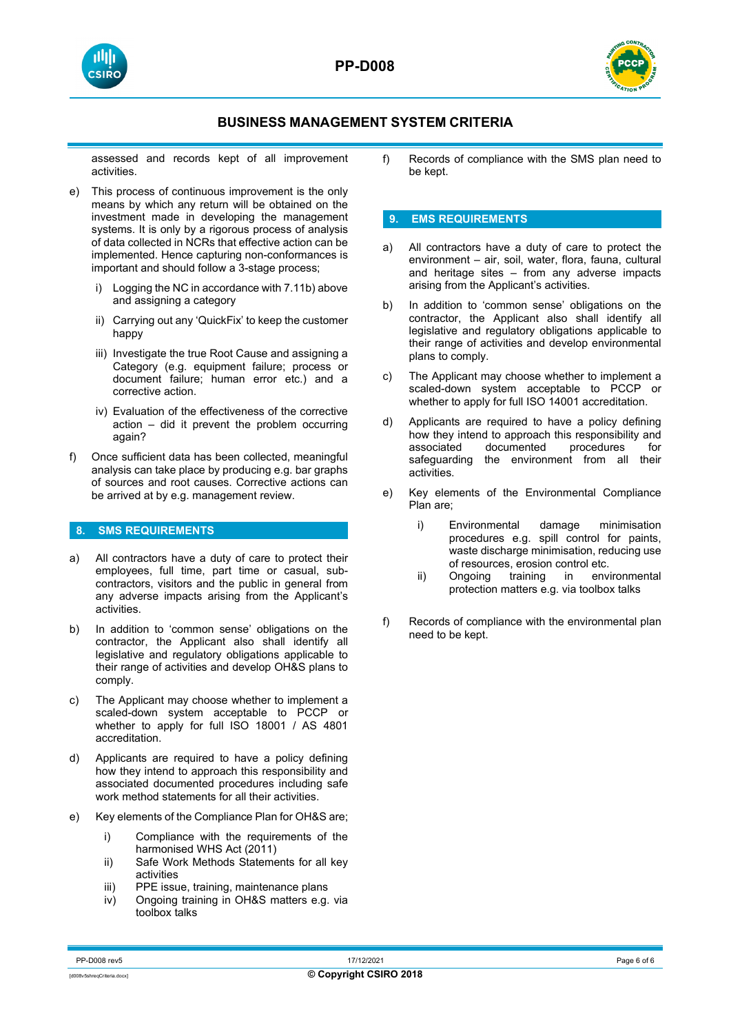assessed and records kept of all improvement activities.

e) This process of continuous improvement is the only means by which any return will be obtained on the investment made in developing the management systems. It is only by a rigorous process of analysis of data collected in NCRs that effective action can be implemented. Hence capturing non-conformances is important and should follow a 3-stage process;

   i) Logging the NC in accordance with 7.11b) above and assigning a category

   ii) Carrying out any 'QuickFix' to keep the customer happy

   iii) Investigate the true Root Cause and assigning a Category (e.g. equipment failure; process or document failure; human error etc.) and a corrective action.

   iv) Evaluation of the effectiveness of the corrective action – did it prevent the problem occurring again?

f) Once sufficient data has been collected, meaningful analysis can take place by producing e.g. bar graphs of sources and root causes. Corrective actions can be arrived at by e.g. management review.

## 8. SMS REQUIREMENTS

a) All contractors have a duty of care to protect their employees, full time, part time or casual, sub-contractors, visitors and the public in general from any adverse impacts arising from the Applicant's activities.

b) In addition to 'common sense' obligations on the contractor, the Applicant also shall identify all legislative and regulatory obligations applicable to their range of activities and develop OH&S plans to comply.

c) The Applicant may choose whether to implement a scaled-down system acceptable to PCCP or whether to apply for full ISO 18001 / AS 4801 accreditation.

d) Applicants are required to have a policy defining how they intend to approach this responsibility and associated documented procedures including safe work method statements for all their activities.

e) Key elements of the Compliance Plan for OH&S are;

   i) Compliance with the requirements of the harmonised WHS Act (2011)
   ii) Safe Work Methods Statements for all key activities
   iii) PPE issue, training, maintenance plans
   iv) Ongoing training in OH&S matters e.g. via toolbox talks

f) Records of compliance with the SMS plan need to be kept.

## 9. EMS REQUIREMENTS

a) All contractors have a duty of care to protect the environment – air, soil, water, flora, fauna, cultural and heritage sites – from any adverse impacts arising from the Applicant's activities.

b) In addition to 'common sense' obligations on the contractor, the Applicant also shall identify all legislative and regulatory obligations applicable to their range of activities and develop environmental plans to comply.

c) The Applicant may choose whether to implement a scaled-down system acceptable to PCCP or whether to apply for full ISO 14001 accreditation.

d) Applicants are required to have a policy defining how they intend to approach this responsibility and associated documented procedures for safeguarding the environment from all their activities.

e) Key elements of the Environmental Compliance Plan are;

   i) Environmental damage minimisation procedures e.g. spill control for paints, waste discharge minimisation, reducing use of resources, erosion control etc.
   ii) Ongoing training in environmental protection matters e.g. via toolbox talks

f) Records of compliance with the environmental plan need to be kept.